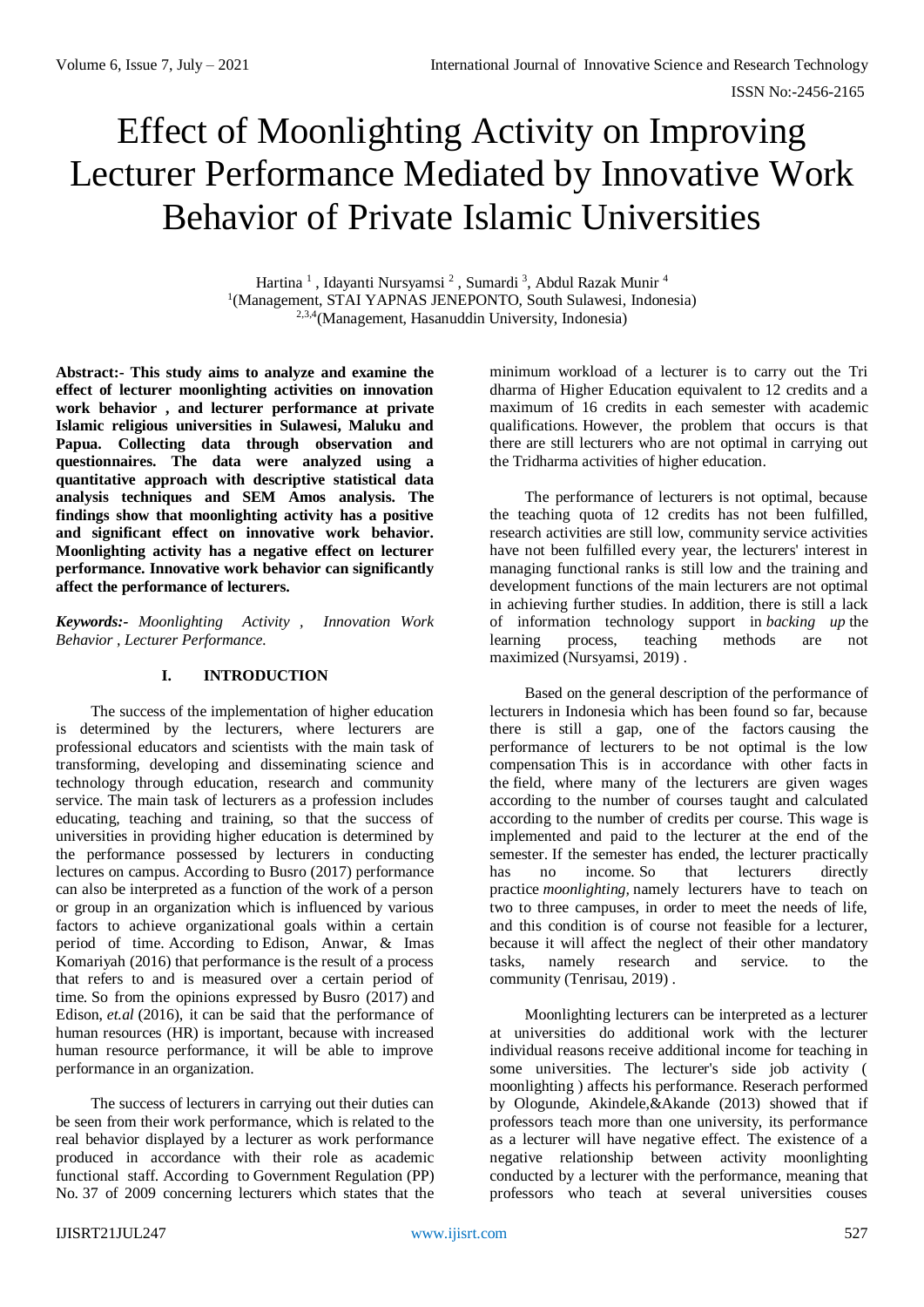# Effect of Moonlighting Activity on Improving Lecturer Performance Mediated by Innovative Work Behavior of Private Islamic Universities

Hartina [1], Idayanti Nursyamsi [2], Sumardi [3], Abdul Razak Munir [4]
[1](Management, STAI YAPNAS JENEPONTO, South Sulawesi, Indonesia)
[2,3,4](Management, Hasanuddin University, Indonesia)

**Abstract:- This study aims to analyze and examine the effect of lecturer moonlighting activities on innovation work behavior , and lecturer performance at private Islamic religious universities in Sulawesi, Maluku and Papua. Collecting data through observation and questionnaires. The data were analyzed using a quantitative approach with descriptive statistical data analysis techniques and SEM Amos analysis. The findings show that moonlighting activity has a positive and significant effect on innovative work behavior. Moonlighting activity has a negative effect on lecturer performance. Innovative work behavior can significantly affect the performance of lecturers.**

***Keywords:-*** *Moonlighting Activity , Innovation Work Behavior , Lecturer Performance.*

## I. INTRODUCTION

The success of the implementation of higher education is determined by the lecturers, where lecturers are professional educators and scientists with the main task of transforming, developing and disseminating science and technology through education, research and community service. The main task of lecturers as a profession includes educating, teaching and training, so that the success of universities in providing higher education is determined by the performance possessed by lecturers in conducting lectures on campus. According to Busro (2017) performance can also be interpreted as a function of the work of a person or group in an organization which is influenced by various factors to achieve organizational goals within a certain period of time. According to Edison, Anwar, & Imas Komariyah (2016) that performance is the result of a process that refers to and is measured over a certain period of time. So from the opinions expressed by Busro (2017) and Edison, *et.al* (2016), it can be said that the performance of human resources (HR) is important, because with increased human resource performance, it will be able to improve performance in an organization.

The success of lecturers in carrying out their duties can be seen from their work performance, which is related to the real behavior displayed by a lecturer as work performance produced in accordance with their role as academic functional staff. According to Government Regulation (PP) No. 37 of 2009 concerning lecturers which states that the minimum workload of a lecturer is to carry out the Tri dharma of Higher Education equivalent to 12 credits and a maximum of 16 credits in each semester with academic qualifications. However, the problem that occurs is that there are still lecturers who are not optimal in carrying out the Tridharma activities of higher education.

The performance of lecturers is not optimal, because the teaching quota of 12 credits has not been fulfilled, research activities are still low, community service activities have not been fulfilled every year, the lecturers' interest in managing functional ranks is still low and the training and development functions of the main lecturers are not optimal in achieving further studies. In addition, there is still a lack of information technology support in *backing up* the learning process, teaching methods are not maximized (Nursyamsi, 2019) .

Based on the general description of the performance of lecturers in Indonesia which has been found so far, because there is still a gap, one of the factors causing the performance of lecturers to be not optimal is the low compensation This is in accordance with other facts in the field, where many of the lecturers are given wages according to the number of courses taught and calculated according to the number of credits per course. This wage is implemented and paid to the lecturer at the end of the semester. If the semester has ended, the lecturer practically has no income. So that lecturers directly practice *moonlighting,* namely lecturers have to teach on two to three campuses, in order to meet the needs of life, and this condition is of course not feasible for a lecturer, because it will affect the neglect of their other mandatory tasks, namely research and service. to the community (Tenrisau, 2019) .

Moonlighting lecturers can be interpreted as a lecturer at universities do additional work with the lecturer individual reasons receive additional income for teaching in some universities. The lecturer's side job activity ( moonlighting ) affects his performance. Reserach performed by Ologunde, Akindele,&Akande (2013) showed that if professors teach more than one university, its performance as a lecturer will have negative effect. The existence of a negative relationship between activity moonlighting conducted by a lecturer with the performance, meaning that professors who teach at several universities couses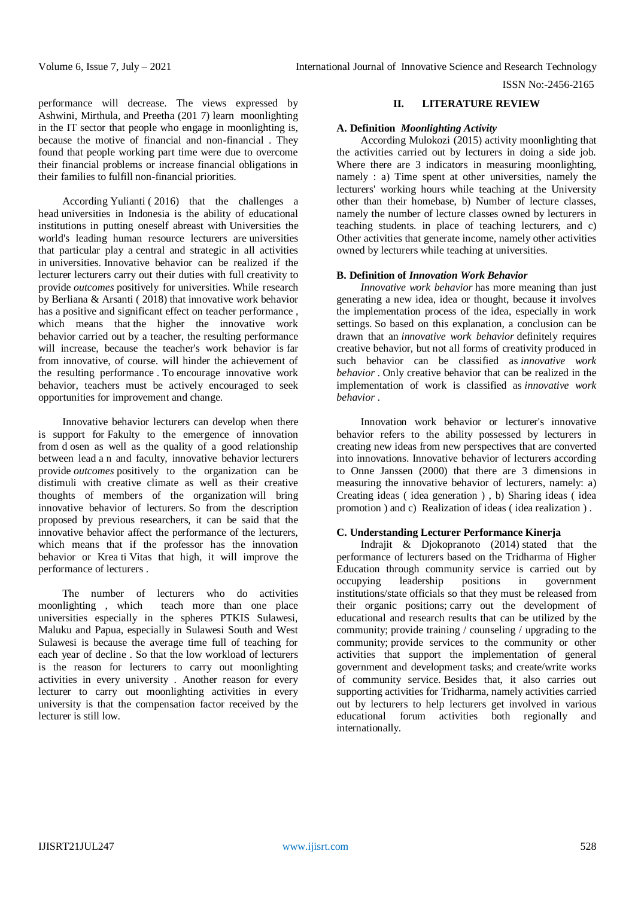performance will decrease. The views expressed by Ashwini, Mirthula, and Preetha (201 7) learn moonlighting in the IT sector that people who engage in moonlighting is, because the motive of financial and non-financial . They found that people working part time were due to overcome their financial problems or increase financial obligations in their families to fulfill non-financial priorities.

According Yulianti ( 2016) that the challenges a head universities in Indonesia is the ability of educational institutions in putting oneself abreast with Universities the world's leading human resource lecturers are universities that particular play a central and strategic in all activities in universities. Innovative behavior can be realized if the lecturer lecturers carry out their duties with full creativity to provide *outcomes* positively for universities. While research by Berliana & Arsanti ( 2018) that innovative work behavior has a positive and significant effect on teacher performance , which means that the higher the innovative work behavior carried out by a teacher, the resulting performance will increase, because the teacher's work behavior is far from innovative, of course. will hinder the achievement of the resulting performance . To encourage innovative work behavior, teachers must be actively encouraged to seek opportunities for improvement and change.

Innovative behavior lecturers can develop when there is support for Fakulty to the emergence of innovation from d osen as well as the quality of a good relationship between lead a n and faculty, innovative behavior lecturers provide *outcomes* positively to the organization can be distimuli with creative climate as well as their creative thoughts of members of the organization will bring innovative behavior of lecturers. So from the description proposed by previous researchers, it can be said that the innovative behavior affect the performance of the lecturers, which means that if the professor has the innovation behavior or Krea ti Vitas that high, it will improve the performance of lecturers .

The number of lecturers who do activities moonlighting , which teach more than one place universities especially in the spheres PTKIS Sulawesi, Maluku and Papua, especially in Sulawesi South and West Sulawesi is because the average time full of teaching for each year of decline . So that the low workload of lecturers is the reason for lecturers to carry out moonlighting activities in every university . Another reason for every lecturer to carry out moonlighting activities in every university is that the compensation factor received by the lecturer is still low.

## II. LITERATURE REVIEW

### A. Definition *Moonlighting Activity*

According Mulokozi (2015) activity moonlighting that the activities carried out by lecturers in doing a side job. Where there are 3 indicators in measuring moonlighting, namely : a) Time spent at other universities, namely the lecturers' working hours while teaching at the University other than their homebase, b) Number of lecture classes, namely the number of lecture classes owned by lecturers in teaching students. in place of teaching lecturers, and c) Other activities that generate income, namely other activities owned by lecturers while teaching at universities.

### B. Definition of *Innovation Work Behavior*

*Innovative work behavior* has more meaning than just generating a new idea, idea or thought, because it involves the implementation process of the idea, especially in work settings. So based on this explanation, a conclusion can be drawn that an *innovative work behavior* definitely requires creative behavior, but not all forms of creativity produced in such behavior can be classified as *innovative work behavior* . Only creative behavior that can be realized in the implementation of work is classified as *innovative work behavior* .

Innovation work behavior or lecturer's innovative behavior refers to the ability possessed by lecturers in creating new ideas from new perspectives that are converted into innovations. Innovative behavior of lecturers according to Onne Janssen (2000) that there are 3 dimensions in measuring the innovative behavior of lecturers, namely: a) Creating ideas ( idea generation ) , b) Sharing ideas ( idea promotion ) and c) Realization of ideas ( idea realization ) .

### C. Understanding Lecturer Performance Kinerja

Indrajit & Djokopranoto (2014) stated that the performance of lecturers based on the Tridharma of Higher Education through community service is carried out by occupying leadership positions in government institutions/state officials so that they must be released from their organic positions; carry out the development of educational and research results that can be utilized by the community; provide training / counseling / upgrading to the community; provide services to the community or other activities that support the implementation of general government and development tasks; and create/write works of community service. Besides that, it also carries out supporting activities for Tridharma, namely activities carried out by lecturers to help lecturers get involved in various educational forum activities both regionally and internationally.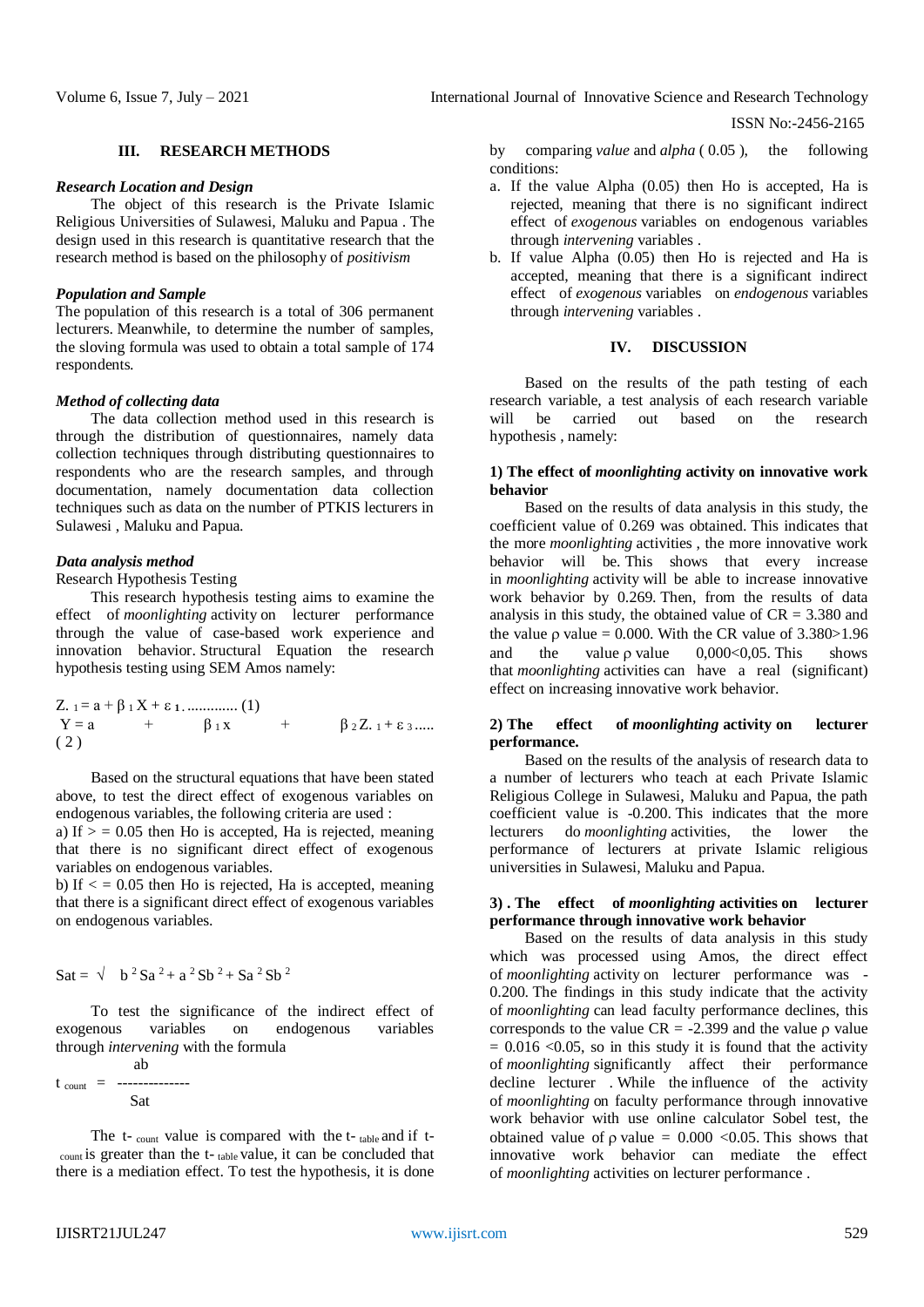## III. RESEARCH METHODS

### *Research Location and Design*

The object of this research is the Private Islamic Religious Universities of Sulawesi, Maluku and Papua . The design used in this research is quantitative research that the research method is based on the philosophy of *positivism*

### *Population and Sample*

The population of this research is a total of 306 permanent lecturers. Meanwhile, to determine the number of samples, the sloving formula was used to obtain a total sample of 174 respondents.

### *Method of collecting data*

The data collection method used in this research is through the distribution of questionnaires, namely data collection techniques through distributing questionnaires to respondents who are the research samples, and through documentation, namely documentation data collection techniques such as data on the number of PTKIS lecturers in Sulawesi , Maluku and Papua.

### *Data analysis method*

Research Hypothesis Testing

This research hypothesis testing aims to examine the effect of *moonlighting* activity on lecturer performance through the value of case-based work experience and innovation behavior. Structural Equation the research hypothesis testing using SEM Amos namely:

$$Z_{1} = a + \beta_{1} X + \varepsilon_{1} \quad \text{............. (1)}$$

$$Y = a + \beta_{1} x + \beta_{2} Z_{1} + \varepsilon_{3} \quad \text{..... (2)}$$

Based on the structural equations that have been stated above, to test the direct effect of exogenous variables on endogenous variables, the following criteria are used :

a) If > = 0.05 then Ho is accepted, Ha is rejected, meaning that there is no significant direct effect of exogenous variables on endogenous variables.

b) If < = 0.05 then Ho is rejected, Ha is accepted, meaning that there is a significant direct effect of exogenous variables on endogenous variables.

$$Sat = \sqrt{b^2 Sa^2 + a^2 Sb^2 + Sa^2 Sb^2}$$

To test the significance of the indirect effect of exogenous variables on endogenous variables through *intervening* with the formula

$$t_{count} = \frac{ab}{Sat}$$

The $t_{count}$ value is compared with the $t_{table}$ and if $t_{count}$ is greater than the $t_{table}$ value, it can be concluded that there is a mediation effect. To test the hypothesis, it is done by comparing *value* and *alpha* ( 0.05 ), the following conditions:

a. If the value Alpha (0.05) then Ho is accepted, Ha is rejected, meaning that there is no significant indirect effect of *exogenous* variables on endogenous variables through *intervening* variables .
b. If value Alpha (0.05) then Ho is rejected and Ha is accepted, meaning that there is a significant indirect effect of *exogenous* variables on *endogenous* variables through *intervening* variables .

## IV. DISCUSSION

Based on the results of the path testing of each research variable, a test analysis of each research variable will be carried out based on the research hypothesis , namely:

### 1) The effect of *moonlighting* activity on innovative work behavior

Based on the results of data analysis in this study, the coefficient value of 0.269 was obtained. This indicates that the more *moonlighting* activities , the more innovative work behavior will be. This shows that every increase in *moonlighting* activity will be able to increase innovative work behavior by 0.269. Then, from the results of data analysis in this study, the obtained value of CR = 3.380 and the value ρ value = 0.000. With the CR value of 3.380>1.96 and the value ρ value 0,000<0,05. This shows that *moonlighting* activities can have a real (significant) effect on increasing innovative work behavior.

### 2) The effect of *moonlighting* activity on lecturer performance.

Based on the results of the analysis of research data to a number of lecturers who teach at each Private Islamic Religious College in Sulawesi, Maluku and Papua, the path coefficient value is -0.200. This indicates that the more lecturers do *moonlighting* activities, the lower the performance of lecturers at private Islamic religious universities in Sulawesi, Maluku and Papua.

### 3) . The effect of *moonlighting* activities on lecturer performance through innovative work behavior

Based on the results of data analysis in this study which was processed using Amos, the direct effect of *moonlighting* activity on lecturer performance was -0.200. The findings in this study indicate that the activity of *moonlighting* can lead faculty performance declines, this corresponds to the value CR = -2.399 and the value ρ value = 0.016 <0.05, so in this study it is found that the activity of *moonlighting* significantly affect their performance decline lecturer . While the influence of the activity of *moonlighting* on faculty performance through innovative work behavior with use online calculator Sobel test, the obtained value of ρ value = 0.000 <0.05. This shows that innovative work behavior can mediate the effect of *moonlighting* activities on lecturer performance .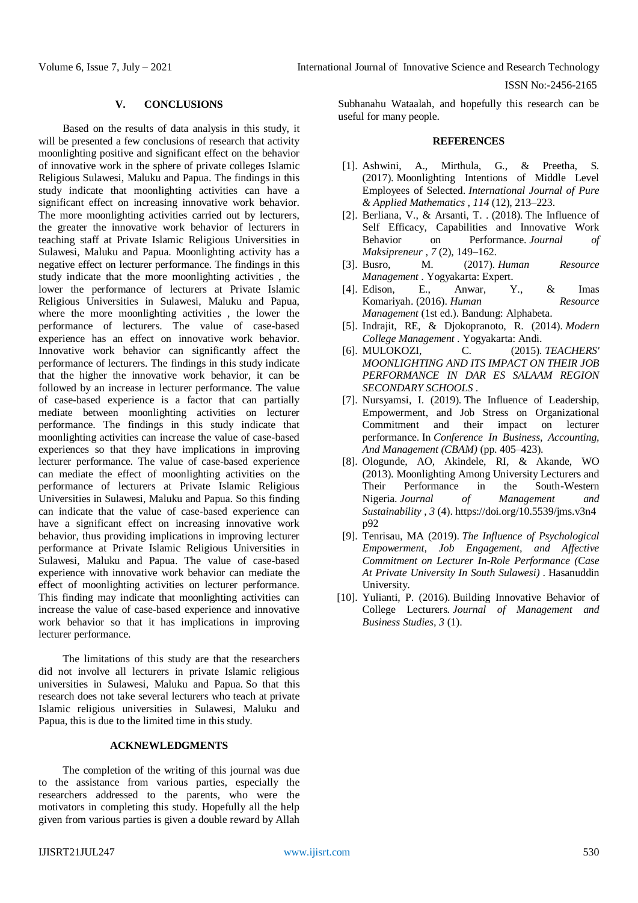## V. CONCLUSIONS

Based on the results of data analysis in this study, it will be presented a few conclusions of research that activity moonlighting positive and significant effect on the behavior of innovative work in the sphere of private colleges Islamic Religious Sulawesi, Maluku and Papua. The findings in this study indicate that moonlighting activities can have a significant effect on increasing innovative work behavior. The more moonlighting activities carried out by lecturers, the greater the innovative work behavior of lecturers in teaching staff at Private Islamic Religious Universities in Sulawesi, Maluku and Papua. Moonlighting activity has a negative effect on lecturer performance. The findings in this study indicate that the more moonlighting activities , the lower the performance of lecturers at Private Islamic Religious Universities in Sulawesi, Maluku and Papua, where the more moonlighting activities , the lower the performance of lecturers. The value of case-based experience has an effect on innovative work behavior. Innovative work behavior can significantly affect the performance of lecturers. The findings in this study indicate that the higher the innovative work behavior, it can be followed by an increase in lecturer performance. The value of case-based experience is a factor that can partially mediate between moonlighting activities on lecturer performance. The findings in this study indicate that moonlighting activities can increase the value of case-based experiences so that they have implications in improving lecturer performance. The value of case-based experience can mediate the effect of moonlighting activities on the performance of lecturers at Private Islamic Religious Universities in Sulawesi, Maluku and Papua. So this finding can indicate that the value of case-based experience can have a significant effect on increasing innovative work behavior, thus providing implications in improving lecturer performance at Private Islamic Religious Universities in Sulawesi, Maluku and Papua. The value of case-based experience with innovative work behavior can mediate the effect of moonlighting activities on lecturer performance. This finding may indicate that moonlighting activities can increase the value of case-based experience and innovative work behavior so that it has implications in improving lecturer performance.

The limitations of this study are that the researchers did not involve all lecturers in private Islamic religious universities in Sulawesi, Maluku and Papua. So that this research does not take several lecturers who teach at private Islamic religious universities in Sulawesi, Maluku and Papua, this is due to the limited time in this study.

## ACKNEWLEDGMENTS

The completion of the writing of this journal was due to the assistance from various parties, especially the researchers addressed to the parents, who were the motivators in completing this study. Hopefully all the help given from various parties is given a double reward by Allah Subhanahu Wataalah, and hopefully this research can be useful for many people.

## REFERENCES

[1]. Ashwini, A., Mirthula, G., & Preetha, S. (2017). Moonlighting Intentions of Middle Level Employees of Selected. *International Journal of Pure & Applied Mathematics* , *114* (12), 213–223.

[2]. Berliana, V., & Arsanti, T. . (2018). The Influence of Self Efficacy, Capabilities and Innovative Work Behavior on Performance. *Journal of Maksipreneur* , *7* (2), 149–162.

[3]. Busro, M. (2017). *Human Resource Management* . Yogyakarta: Expert.

[4]. Edison, E., Anwar, Y., & Imas Komariyah. (2016). *Human Resource Management* (1st ed.). Bandung: Alphabeta.

[5]. Indrajit, RE, & Djokopranoto, R. (2014). *Modern College Management* . Yogyakarta: Andi.

[6]. MULOKOZI, C. (2015). *TEACHERS' MOONLIGHTING AND ITS IMPACT ON THEIR JOB PERFORMANCE IN DAR ES SALAAM REGION SECONDARY SCHOOLS* .

[7]. Nursyamsi, I. (2019). The Influence of Leadership, Empowerment, and Job Stress on Organizational Commitment and their impact on lecturer performance. In *Conference In Business, Accounting, And Management (CBAM)* (pp. 405–423).

[8]. Ologunde, AO, Akindele, RI, & Akande, WO (2013). Moonlighting Among University Lecturers and Their Performance in the South-Western Nigeria. *Journal of Management and Sustainability* , *3* (4). https://doi.org/10.5539/jms.v3n4p92

[9]. Tenrisau, MA (2019). *The Influence of Psychological Empowerment, Job Engagement, and Affective Commitment on Lecturer In-Role Performance (Case At Private University In South Sulawesi)* . Hasanuddin University.

[10]. Yulianti, P. (2016). Building Innovative Behavior of College Lecturers. *Journal of Management and Business Studies*, *3* (1).